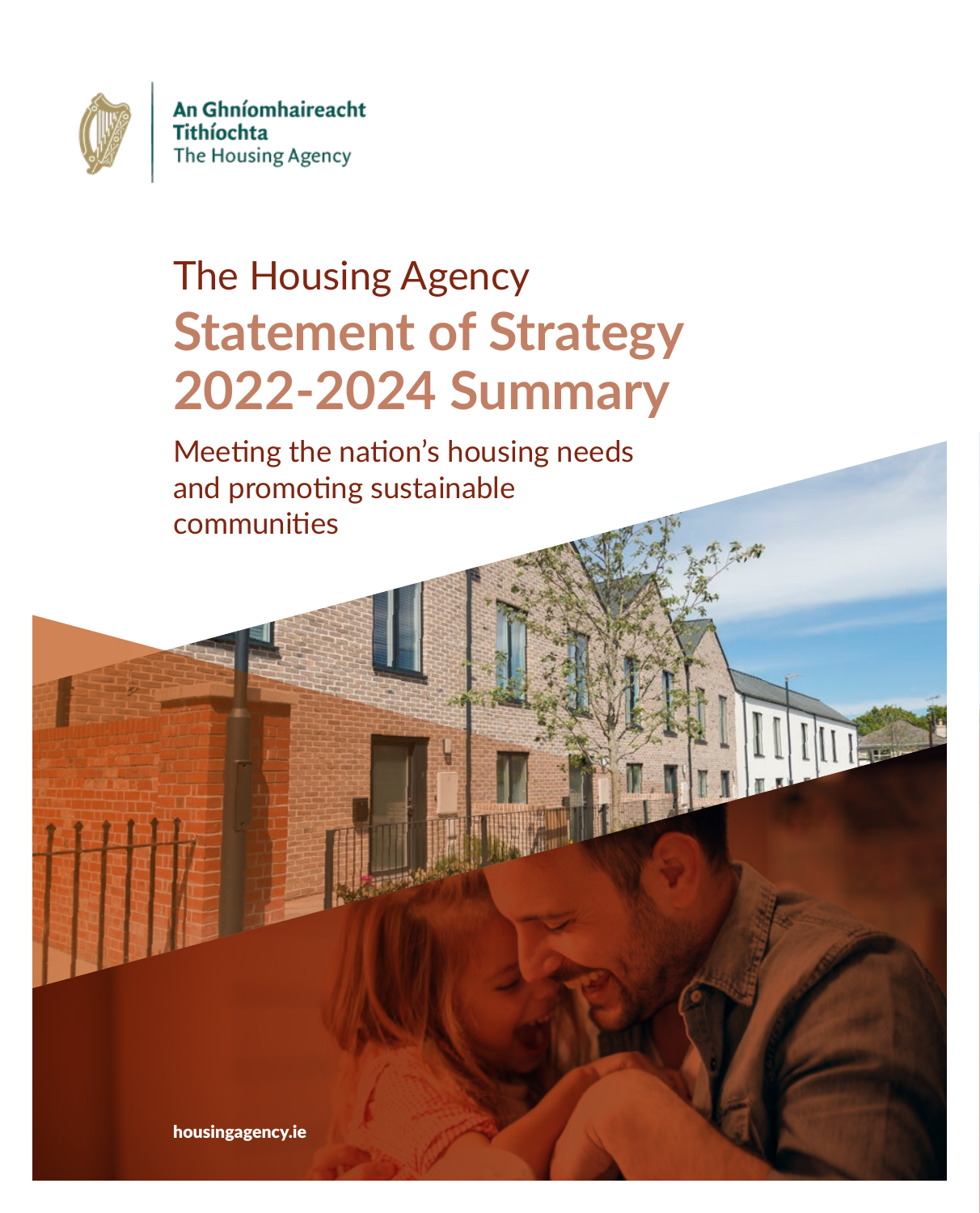An Ghníomhaireacht Tithíochta
The Housing Agency

# The Housing Agency
# Statement of Strategy 2022-2024 Summary

## Meeting the nation's housing needs and promoting sustainable communities

housingagency.ie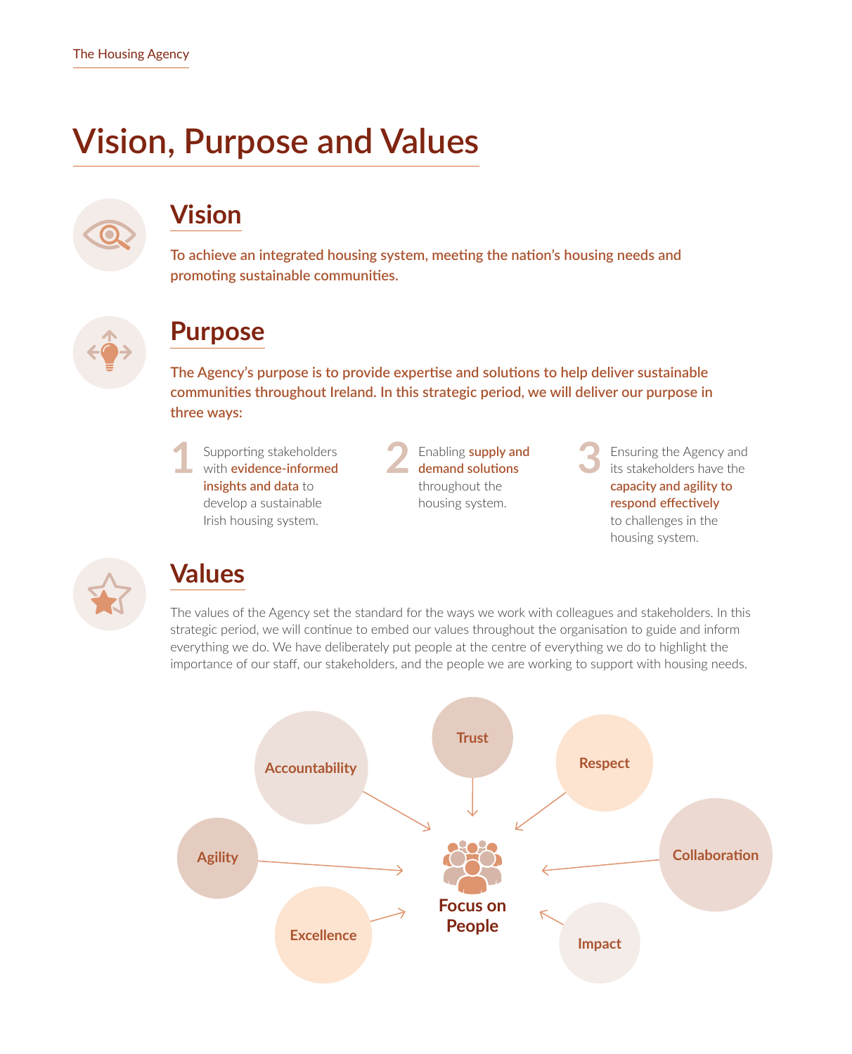# Vision, Purpose and Values

## Vision

**To achieve an integrated housing system, meeting the nation's housing needs and promoting sustainable communities.**

## Purpose

**The Agency's purpose is to provide expertise and solutions to help deliver sustainable communities throughout Ireland. In this strategic period, we will deliver our purpose in three ways:**

1. Supporting stakeholders with **evidence-informed insights and data** to develop a sustainable Irish housing system.
2. Enabling **supply and demand solutions** throughout the housing system.
3. Ensuring the Agency and its stakeholders have the **capacity and agility to respond effectively** to challenges in the housing system.

## Values

The values of the Agency set the standard for the ways we work with colleagues and stakeholders. In this strategic period, we will continue to embed our values throughout the organisation to guide and inform everything we do. We have deliberately put people at the centre of everything we do to highlight the importance of our staff, our stakeholders, and the people we are working to support with housing needs.

**Focus on People**

- Accountability
- Trust
- Respect
- Agility
- Collaboration
- Excellence
- Impact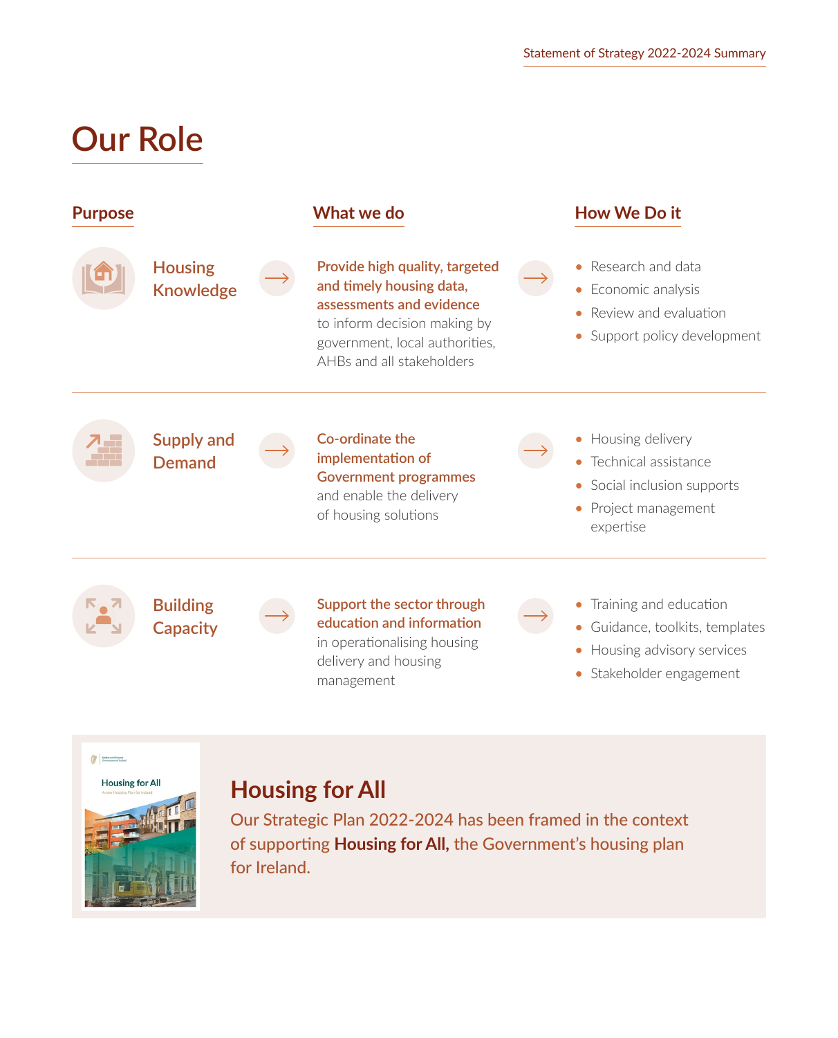# Our Role

| Purpose | What we do | How We Do it |
|---|---|---|
| **Housing Knowledge** | **Provide high quality, targeted and timely housing data, assessments and evidence** to inform decision making by government, local authorities, AHBs and all stakeholders | • Research and data<br>• Economic analysis<br>• Review and evaluation<br>• Support policy development |
| **Supply and Demand** | **Co-ordinate the implementation of Government programmes** and enable the delivery of housing solutions | • Housing delivery<br>• Technical assistance<br>• Social inclusion supports<br>• Project management expertise |
| **Building Capacity** | **Support the sector through education and information** in operationalising housing delivery and housing management | • Training and education<br>• Guidance, toolkits, templates<br>• Housing advisory services<br>• Stakeholder engagement |

## Housing for All

Our Strategic Plan 2022-2024 has been framed in the context of supporting **Housing for All,** the Government's housing plan for Ireland.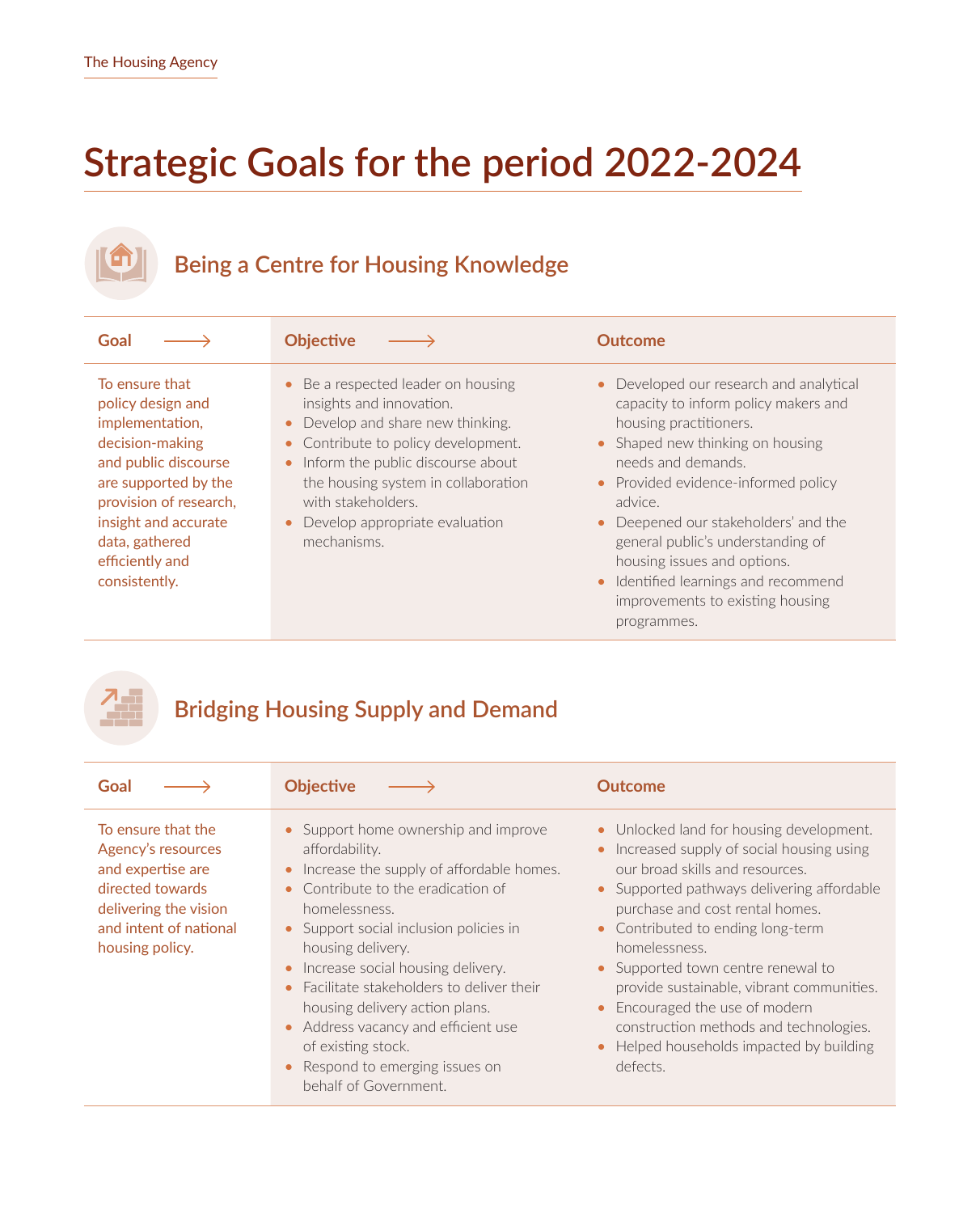# Strategic Goals for the period 2022-2024

## Being a Centre for Housing Knowledge

| Goal | Objective | Outcome |
|---|---|---|
| To ensure that policy design and implementation, decision-making and public discourse are supported by the provision of research, insight and accurate data, gathered efficiently and consistently. | • Be a respected leader on housing insights and innovation.<br>• Develop and share new thinking.<br>• Contribute to policy development.<br>• Inform the public discourse about the housing system in collaboration with stakeholders.<br>• Develop appropriate evaluation mechanisms. | • Developed our research and analytical capacity to inform policy makers and housing practitioners.<br>• Shaped new thinking on housing needs and demands.<br>• Provided evidence-informed policy advice.<br>• Deepened our stakeholders' and the general public's understanding of housing issues and options.<br>• Identified learnings and recommend improvements to existing housing programmes. |

## Bridging Housing Supply and Demand

| Goal | Objective | Outcome |
|---|---|---|
| To ensure that the Agency's resources and expertise are directed towards delivering the vision and intent of national housing policy. | • Support home ownership and improve affordability.<br>• Increase the supply of affordable homes.<br>• Contribute to the eradication of homelessness.<br>• Support social inclusion policies in housing delivery.<br>• Increase social housing delivery.<br>• Facilitate stakeholders to deliver their housing delivery action plans.<br>• Address vacancy and efficient use of existing stock.<br>• Respond to emerging issues on behalf of Government. | • Unlocked land for housing development.<br>• Increased supply of social housing using our broad skills and resources.<br>• Supported pathways delivering affordable purchase and cost rental homes.<br>• Contributed to ending long-term homelessness.<br>• Supported town centre renewal to provide sustainable, vibrant communities.<br>• Encouraged the use of modern construction methods and technologies.<br>• Helped households impacted by building defects. |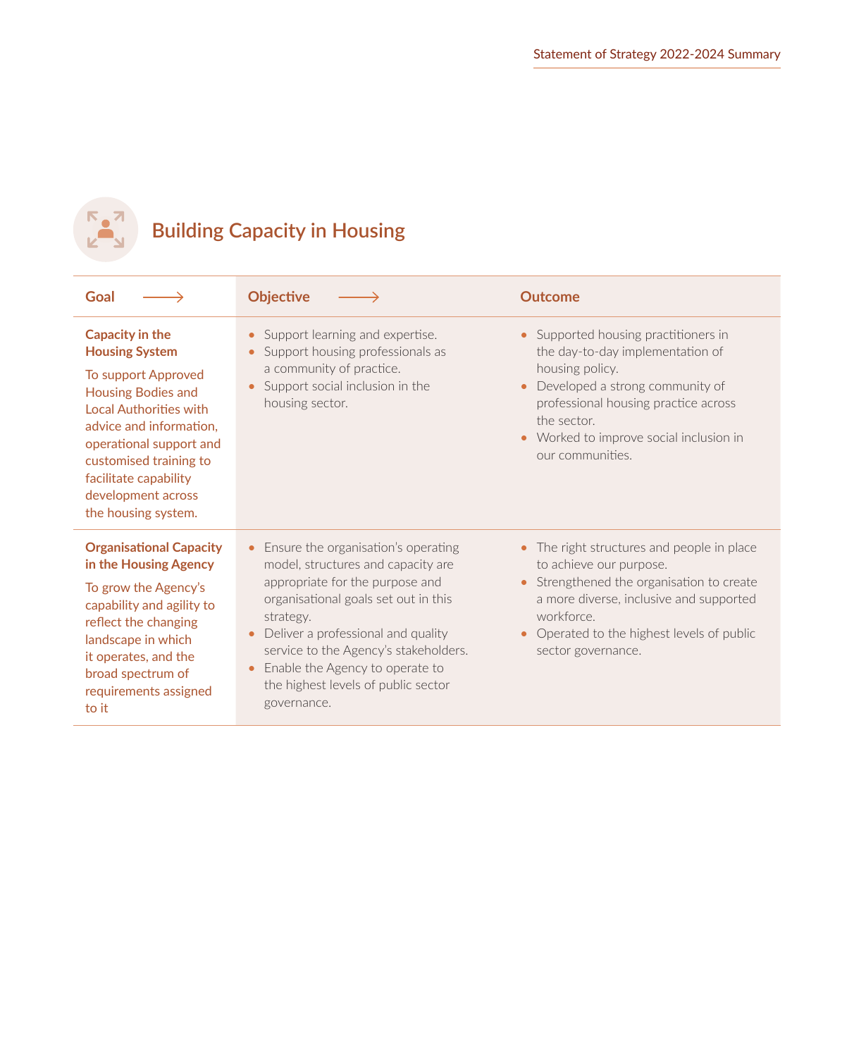## Building Capacity in Housing

| Goal | Objective | Outcome |
|---|---|---|
| **Capacity in the Housing System**<br><br>To support Approved Housing Bodies and Local Authorities with advice and information, operational support and customised training to facilitate capability development across the housing system. | • Support learning and expertise.<br>• Support housing professionals as a community of practice.<br>• Support social inclusion in the housing sector. | • Supported housing practitioners in the day-to-day implementation of housing policy.<br>• Developed a strong community of professional housing practice across the sector.<br>• Worked to improve social inclusion in our communities. |
| **Organisational Capacity in the Housing Agency**<br><br>To grow the Agency's capability and agility to reflect the changing landscape in which it operates, and the broad spectrum of requirements assigned to it | • Ensure the organisation's operating model, structures and capacity are appropriate for the purpose and organisational goals set out in this strategy.<br>• Deliver a professional and quality service to the Agency's stakeholders.<br>• Enable the Agency to operate to the highest levels of public sector governance. | • The right structures and people in place to achieve our purpose.<br>• Strengthened the organisation to create a more diverse, inclusive and supported workforce.<br>• Operated to the highest levels of public sector governance. |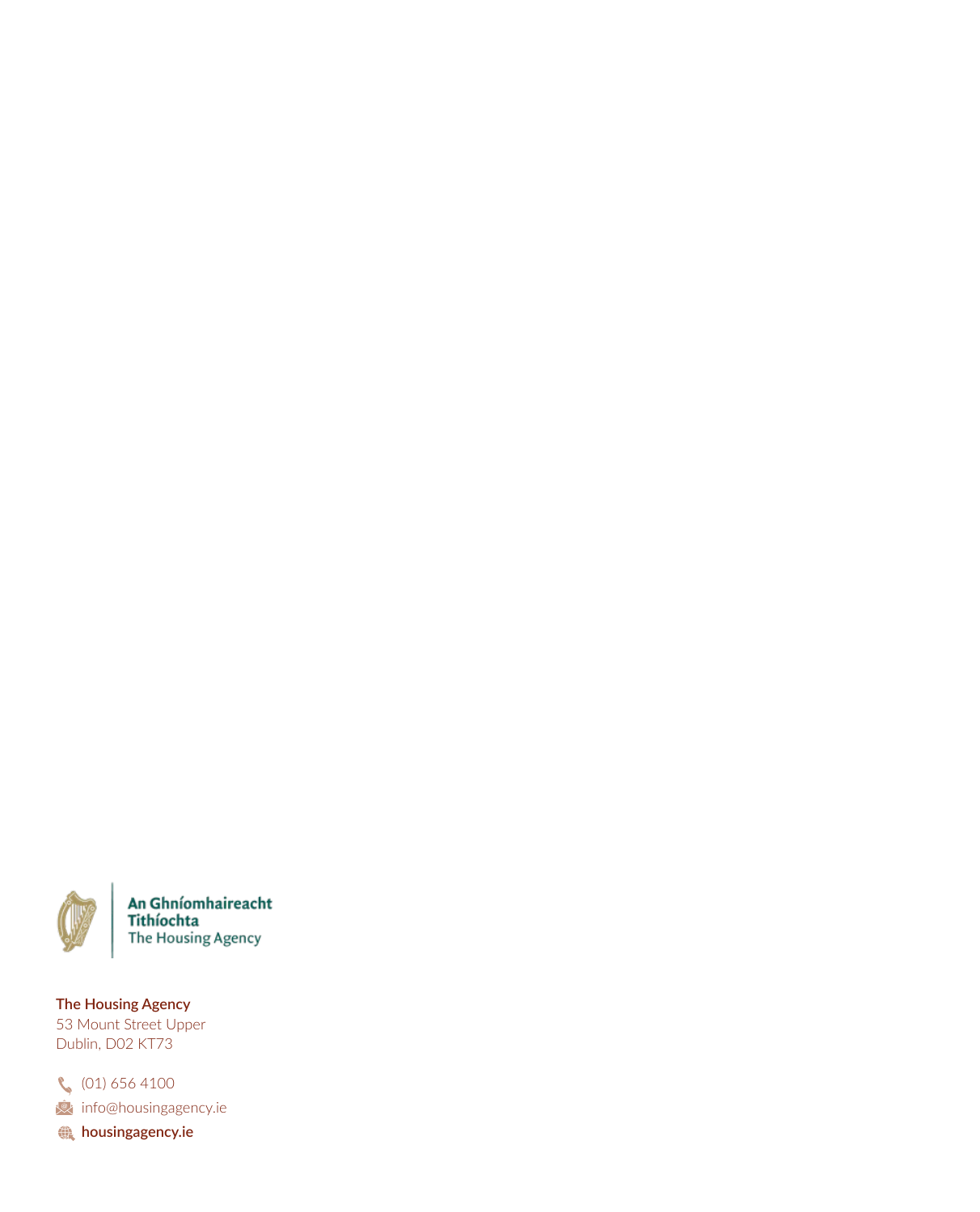An Ghníomhaireacht Tithíochta
The Housing Agency

**The Housing Agency**
53 Mount Street Upper
Dublin, D02 KT73

(01) 656 4100
info@housingagency.ie
**housingagency.ie**